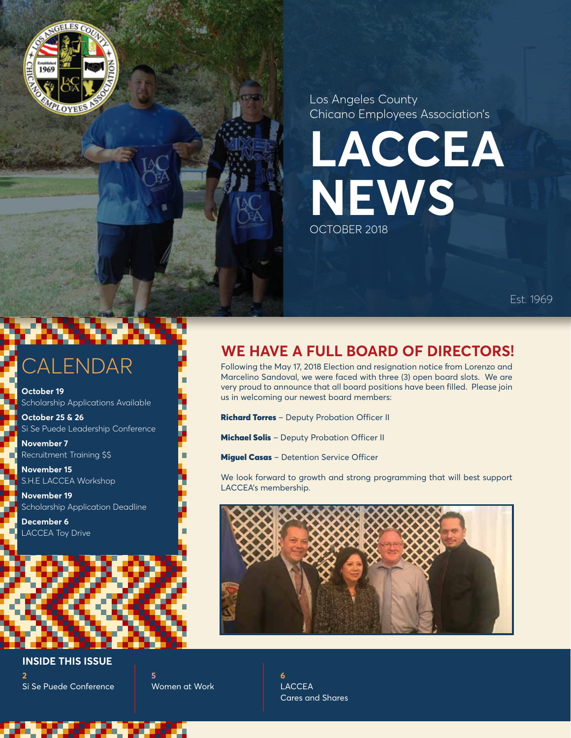Los Angeles County
Chicano Employees Association's

# LACCEA NEWS

OCTOBER 2018

Est. 1969

## CALENDAR

**October 19**
Scholarship Applications Available

**October 25 & 26**
Si Se Puede Leadership Conference

**November 7**
Recruitment Training $$

**November 15**
S.H.E LACCEA Workshop

**November 19**
Scholarship Application Deadline

**December 6**
LACCEA Toy Drive

## WE HAVE A FULL BOARD OF DIRECTORS!

Following the May 17, 2018 Election and resignation notice from Lorenzo and Marcelino Sandoval, we were faced with three (3) open board slots. We are very proud to announce that all board positions have been filled. Please join us in welcoming our newest board members:

**Richard Torres** – Deputy Probation Officer II

**Michael Solis** – Deputy Probation Officer II

**Miguel Casas** – Detention Service Officer

We look forward to growth and strong programming that will best support LACCEA's membership.

### INSIDE THIS ISSUE

**2** Si Se Puede Conference

**5** Women at Work

**6** LACCEA Cares and Shares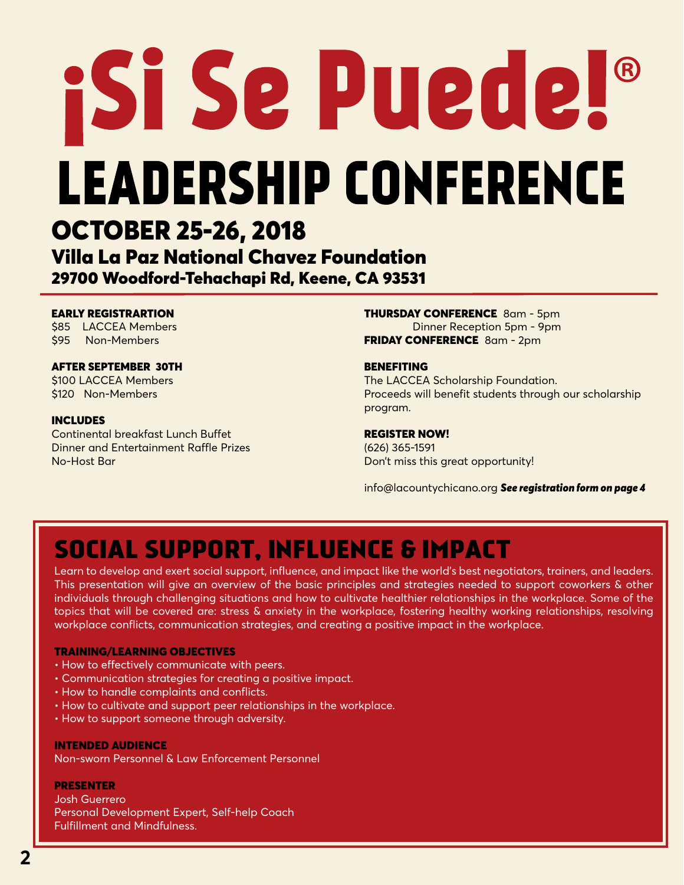# ¡Si Se Puede!®

# LEADERSHIP CONFERENCE

## OCTOBER 25-26, 2018

### Villa La Paz National Chavez Foundation

### 29700 Woodford-Tehachapi Rd, Keene, CA 93531

**EARLY REGISTRARTION**
$85 LACCEA Members
$95 Non-Members

**AFTER SEPTEMBER 30TH**
$100 LACCEA Members
$120 Non-Members

**INCLUDES**
Continental breakfast Lunch Buffet
Dinner and Entertainment Raffle Prizes
No-Host Bar

**THURSDAY CONFERENCE** 8am - 5pm
Dinner Reception 5pm - 9pm
**FRIDAY CONFERENCE** 8am - 2pm

**BENEFITING**
The LACCEA Scholarship Foundation.
Proceeds will benefit students through our scholarship program.

**REGISTER NOW!**
(626) 365-1591
Don't miss this great opportunity!

info@lacountychicano.org ***See registration form on page 4***

## SOCIAL SUPPORT, INFLUENCE & IMPACT

Learn to develop and exert social support, influence, and impact like the world's best negotiators, trainers, and leaders. This presentation will give an overview of the basic principles and strategies needed to support coworkers & other individuals through challenging situations and how to cultivate healthier relationships in the workplace. Some of the topics that will be covered are: stress & anxiety in the workplace, fostering healthy working relationships, resolving workplace conflicts, communication strategies, and creating a positive impact in the workplace.

**TRAINING/LEARNING OBJECTIVES**

- How to effectively communicate with peers.
- Communication strategies for creating a positive impact.
- How to handle complaints and conflicts.
- How to cultivate and support peer relationships in the workplace.
- How to support someone through adversity.

**INTENDED AUDIENCE**
Non-sworn Personnel & Law Enforcement Personnel

**PRESENTER**
Josh Guerrero
Personal Development Expert, Self-help Coach
Fulfillment and Mindfulness.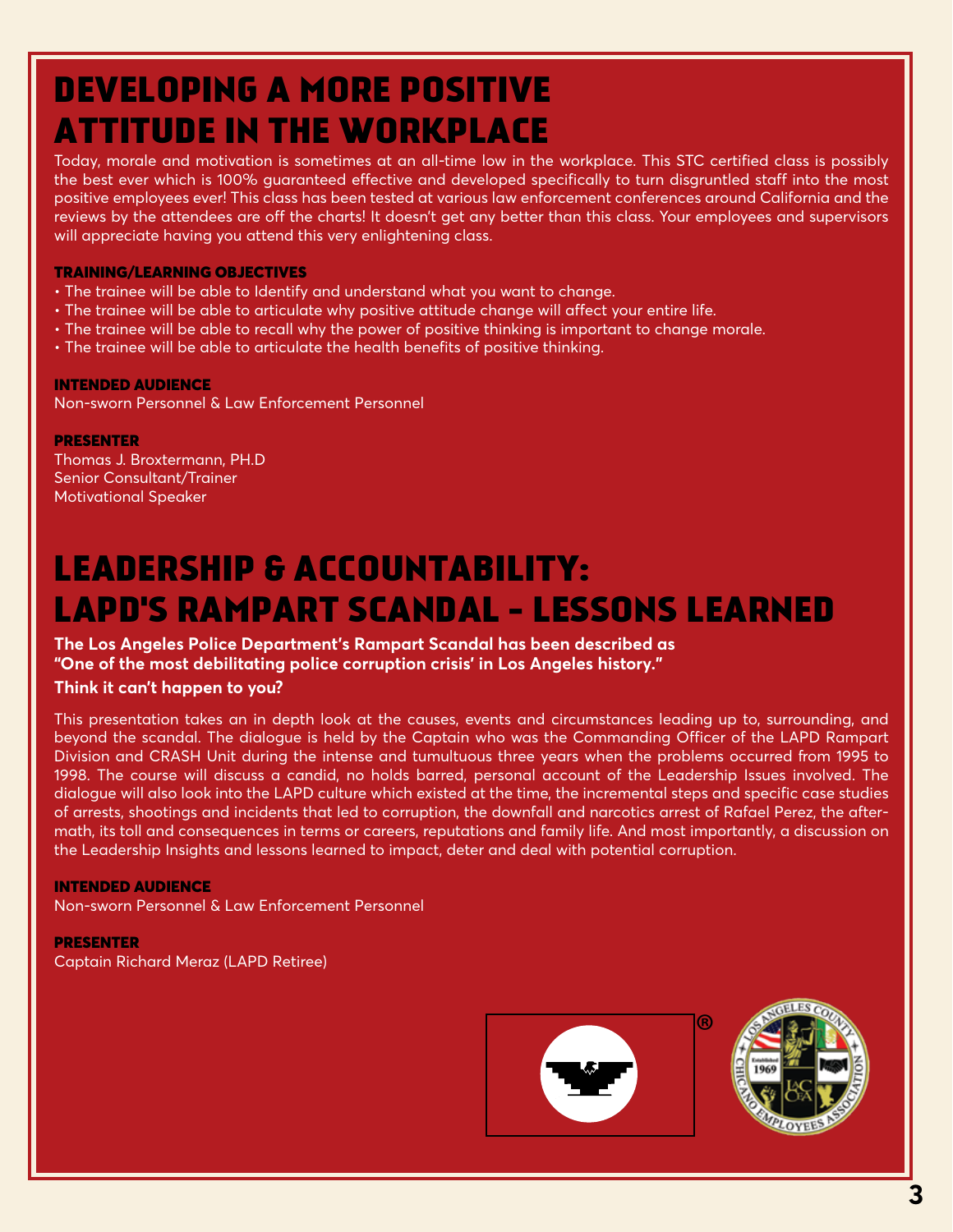# DEVELOPING A MORE POSITIVE ATTITUDE IN THE WORKPLACE

Today, morale and motivation is sometimes at an all-time low in the workplace. This STC certified class is possibly the best ever which is 100% guaranteed effective and developed specifically to turn disgruntled staff into the most positive employees ever! This class has been tested at various law enforcement conferences around California and the reviews by the attendees are off the charts! It doesn't get any better than this class. Your employees and supervisors will appreciate having you attend this very enlightening class.

### TRAINING/LEARNING OBJECTIVES

- The trainee will be able to Identify and understand what you want to change.
- The trainee will be able to articulate why positive attitude change will affect your entire life.
- The trainee will be able to recall why the power of positive thinking is important to change morale.
- The trainee will be able to articulate the health benefits of positive thinking.

### INTENDED AUDIENCE

Non-sworn Personnel & Law Enforcement Personnel

### PRESENTER

Thomas J. Broxtermann, PH.D
Senior Consultant/Trainer
Motivational Speaker

# LEADERSHIP & ACCOUNTABILITY: LAPD'S RAMPART SCANDAL - LESSONS LEARNED

**The Los Angeles Police Department's Rampart Scandal has been described as "One of the most debilitating police corruption crisis' in Los Angeles history."**

**Think it can't happen to you?**

This presentation takes an in depth look at the causes, events and circumstances leading up to, surrounding, and beyond the scandal. The dialogue is held by the Captain who was the Commanding Officer of the LAPD Rampart Division and CRASH Unit during the intense and tumultuous three years when the problems occurred from 1995 to 1998. The course will discuss a candid, no holds barred, personal account of the Leadership Issues involved. The dialogue will also look into the LAPD culture which existed at the time, the incremental steps and specific case studies of arrests, shootings and incidents that led to corruption, the downfall and narcotics arrest of Rafael Perez, the aftermath, its toll and consequences in terms or careers, reputations and family life. And most importantly, a discussion on the Leadership Insights and lessons learned to impact, deter and deal with potential corruption.

### INTENDED AUDIENCE

Non-sworn Personnel & Law Enforcement Personnel

### PRESENTER

Captain Richard Meraz (LAPD Retiree)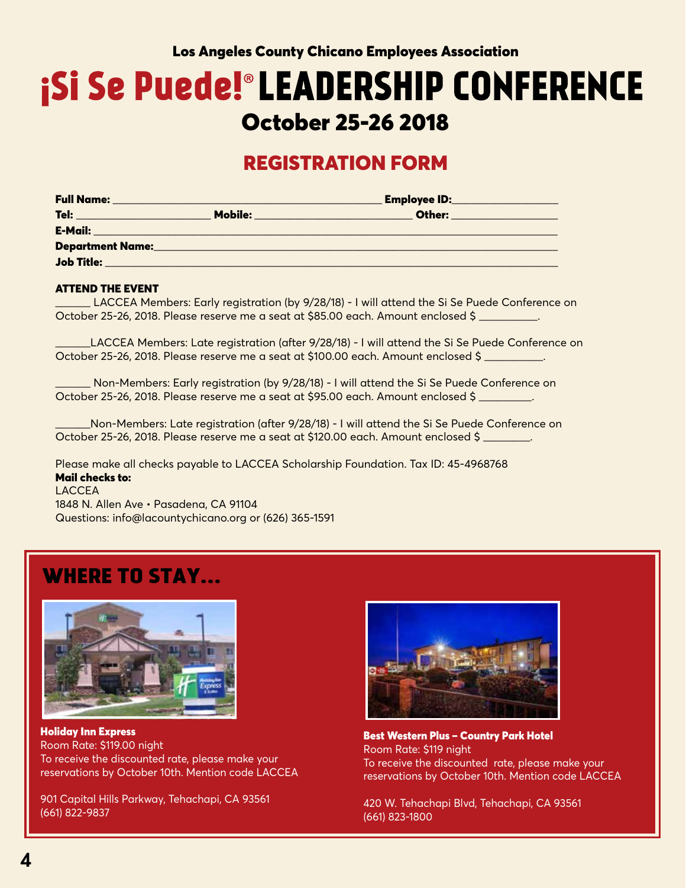**Los Angeles County Chicano Employees Association**

# ¡Si Se Puede!® LEADERSHIP CONFERENCE

## October 25-26 2018

## REGISTRATION FORM

**Full Name:** ______________________________ **Employee ID:** ______________
**Tel:** ______________ **Mobile:** ________________ **Other:** ______________
**E-Mail:** ______________________________________________
**Department Name:** ______________________________________
**Job Title:** ____________________________________________

### ATTEND THE EVENT

______ LACCEA Members: Early registration (by 9/28/18) - I will attend the Si Se Puede Conference on October 25-26, 2018. Please reserve me a seat at $85.00 each. Amount enclosed $ __________.

______LACCEA Members: Late registration (after 9/28/18) - I will attend the Si Se Puede Conference on October 25-26, 2018. Please reserve me a seat at $100.00 each. Amount enclosed $ __________.

______ Non-Members: Early registration (by 9/28/18) - I will attend the Si Se Puede Conference on October 25-26, 2018. Please reserve me a seat at $95.00 each. Amount enclosed $ _________.

______Non-Members: Late registration (after 9/28/18) - I will attend the Si Se Puede Conference on October 25-26, 2018. Please reserve me a seat at $120.00 each. Amount enclosed $ ________.

Please make all checks payable to LACCEA Scholarship Foundation. Tax ID: 45-4968768

**Mail checks to:**
LACCEA
1848 N. Allen Ave • Pasadena, CA 91104
Questions: info@lacountychicano.org or (626) 365-1591

## WHERE TO STAY...

**Holiday Inn Express**
Room Rate: $119.00 night
To receive the discounted rate, please make your reservations by October 10th. Mention code LACCEA

901 Capital Hills Parkway, Tehachapi, CA 93561
(661) 822-9837

**Best Western Plus – Country Park Hotel**
Room Rate: $119 night
To receive the discounted rate, please make your reservations by October 10th. Mention code LACCEA

420 W. Tehachapi Blvd, Tehachapi, CA 93561
(661) 823-1800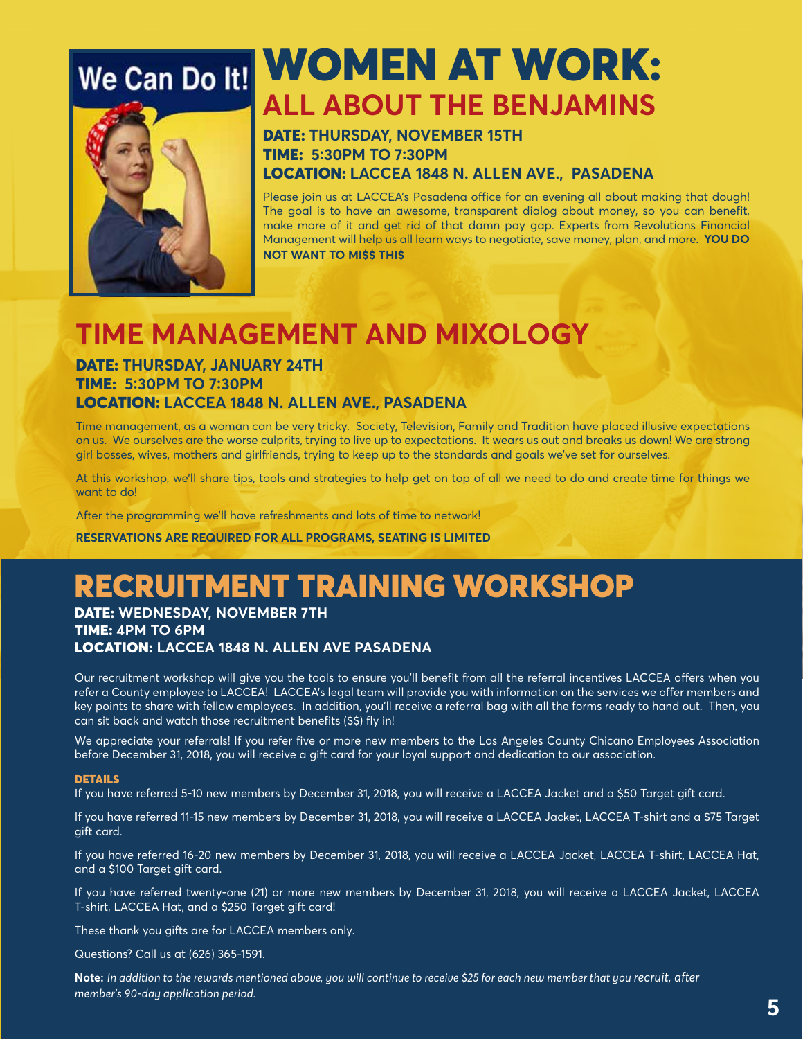# WOMEN AT WORK:

## ALL ABOUT THE BENJAMINS

**DATE: THURSDAY, NOVEMBER 15TH**
**TIME: 5:30PM TO 7:30PM**
**LOCATION: LACCEA 1848 N. ALLEN AVE., PASADENA**

Please join us at LACCEA's Pasadena office for an evening all about making that dough! The goal is to have an awesome, transparent dialog about money, so you can benefit, make more of it and get rid of that damn pay gap. Experts from Revolutions Financial Management will help us all learn ways to negotiate, save money, plan, and more. **YOU DO NOT WANT TO MI$$ THI$**

# TIME MANAGEMENT AND MIXOLOGY

**DATE: THURSDAY, JANUARY 24TH**
**TIME: 5:30PM TO 7:30PM**
**LOCATION: LACCEA 1848 N. ALLEN AVE., PASADENA**

Time management, as a woman can be very tricky. Society, Television, Family and Tradition have placed illusive expectations on us. We ourselves are the worse culprits, trying to live up to expectations. It wears us out and breaks us down! We are strong girl bosses, wives, mothers and girlfriends, trying to keep up to the standards and goals we've set for ourselves.

At this workshop, we'll share tips, tools and strategies to help get on top of all we need to do and create time for things we want to do!

After the programming we'll have refreshments and lots of time to network!

**RESERVATIONS ARE REQUIRED FOR ALL PROGRAMS, SEATING IS LIMITED**

# RECRUITMENT TRAINING WORKSHOP

**DATE: WEDNESDAY, NOVEMBER 7TH**
**TIME: 4PM TO 6PM**
**LOCATION: LACCEA 1848 N. ALLEN AVE PASADENA**

Our recruitment workshop will give you the tools to ensure you'll benefit from all the referral incentives LACCEA offers when you refer a County employee to LACCEA! LACCEA's legal team will provide you with information on the services we offer members and key points to share with fellow employees. In addition, you'll receive a referral bag with all the forms ready to hand out. Then, you can sit back and watch those recruitment benefits ($$) fly in!

We appreciate your referrals! If you refer five or more new members to the Los Angeles County Chicano Employees Association before December 31, 2018, you will receive a gift card for your loyal support and dedication to our association.

**DETAILS**

If you have referred 5-10 new members by December 31, 2018, you will receive a LACCEA Jacket and a $50 Target gift card.

If you have referred 11-15 new members by December 31, 2018, you will receive a LACCEA Jacket, LACCEA T-shirt and a $75 Target gift card.

If you have referred 16-20 new members by December 31, 2018, you will receive a LACCEA Jacket, LACCEA T-shirt, LACCEA Hat, and a $100 Target gift card.

If you have referred twenty-one (21) or more new members by December 31, 2018, you will receive a LACCEA Jacket, LACCEA T-shirt, LACCEA Hat, and a $250 Target gift card!

These thank you gifts are for LACCEA members only.

Questions? Call us at (626) 365-1591.

**Note:** *In addition to the rewards mentioned above, you will continue to receive $25 for each new member that you recruit, after member's 90-day application period.*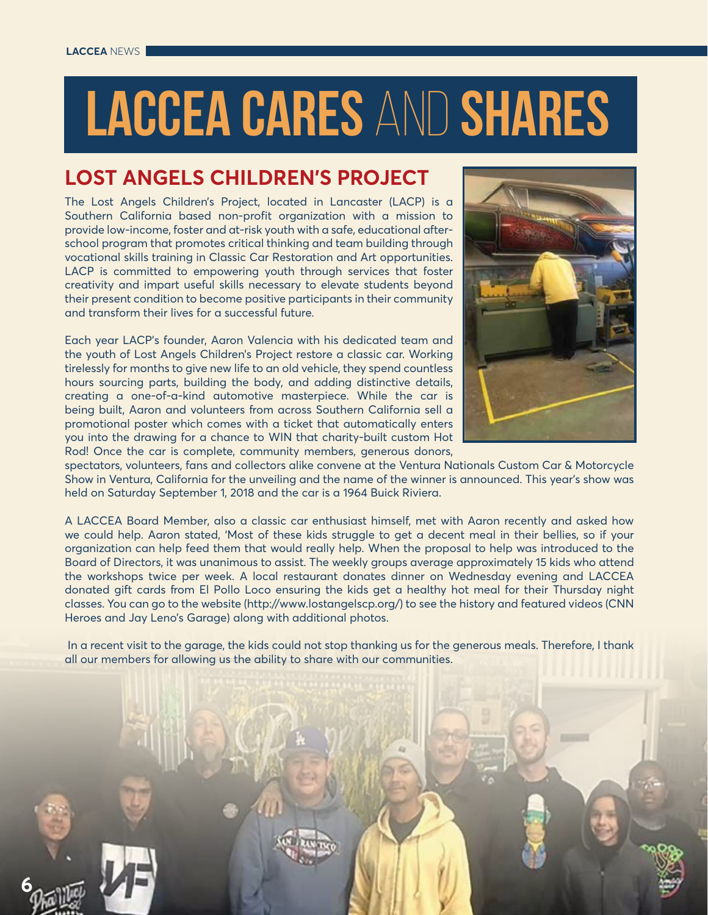# LACCEA CARES AND SHARES

## LOST ANGELS CHILDREN'S PROJECT

The Lost Angels Children's Project, located in Lancaster (LACP) is a Southern California based non-profit organization with a mission to provide low-income, foster and at-risk youth with a safe, educational after-school program that promotes critical thinking and team building through vocational skills training in Classic Car Restoration and Art opportunities. LACP is committed to empowering youth through services that foster creativity and impart useful skills necessary to elevate students beyond their present condition to become positive participants in their community and transform their lives for a successful future.

Each year LACP's founder, Aaron Valencia with his dedicated team and the youth of Lost Angels Children's Project restore a classic car. Working tirelessly for months to give new life to an old vehicle, they spend countless hours sourcing parts, building the body, and adding distinctive details, creating a one-of-a-kind automotive masterpiece. While the car is being built, Aaron and volunteers from across Southern California sell a promotional poster which comes with a ticket that automatically enters you into the drawing for a chance to WIN that charity-built custom Hot Rod! Once the car is complete, community members, generous donors, spectators, volunteers, fans and collectors alike convene at the Ventura Nationals Custom Car & Motorcycle Show in Ventura, California for the unveiling and the name of the winner is announced. This year's show was held on Saturday September 1, 2018 and the car is a 1964 Buick Riviera.

A LACCEA Board Member, also a classic car enthusiast himself, met with Aaron recently and asked how we could help. Aaron stated, 'Most of these kids struggle to get a decent meal in their bellies, so if your organization can help feed them that would really help. When the proposal to help was introduced to the Board of Directors, it was unanimous to assist. The weekly groups average approximately 15 kids who attend the workshops twice per week. A local restaurant donates dinner on Wednesday evening and LACCEA donated gift cards from El Pollo Loco ensuring the kids get a healthy hot meal for their Thursday night classes. You can go to the website (http://www.lostangelscp.org/) to see the history and featured videos (CNN Heroes and Jay Leno's Garage) along with additional photos.

In a recent visit to the garage, the kids could not stop thanking us for the generous meals. Therefore, I thank all our members for allowing us the ability to share with our communities.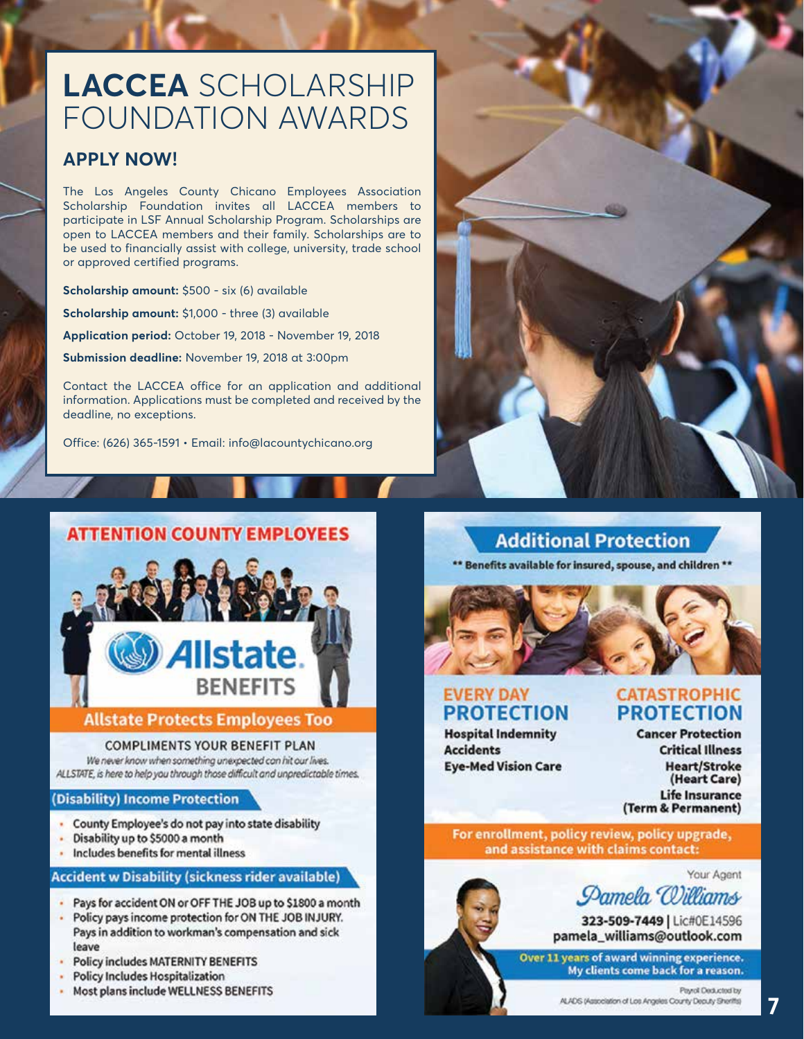# **LACCEA** SCHOLARSHIP FOUNDATION AWARDS

## APPLY NOW!

The Los Angeles County Chicano Employees Association Scholarship Foundation invites all LACCEA members to participate in LSF Annual Scholarship Program. Scholarships are open to LACCEA members and their family. Scholarships are to be used to financially assist with college, university, trade school or approved certified programs.

**Scholarship amount:** $500 - six (6) available

**Scholarship amount:** $1,000 - three (3) available

**Application period:** October 19, 2018 - November 19, 2018

**Submission deadline:** November 19, 2018 at 3:00pm

Contact the LACCEA office for an application and additional information. Applications must be completed and received by the deadline, no exceptions.

Office: (626) 365-1591 • Email: info@lacountychicano.org

## ATTENTION COUNTY EMPLOYEES

**Allstate. BENEFITS**

### Allstate Protects Employees Too

COMPLIMENTS YOUR BENEFIT PLAN

*We never know when something unexpected can hit our lives. ALLSTATE, is here to help you through those difficult and unpredictable times.*

### (Disability) Income Protection

- County Employee's do not pay into state disability
- Disability up to $5000 a month
- Includes benefits for mental illness

### Accident w Disability (sickness rider available)

- Pays for accident ON or OFF THE JOB up to $1800 a month
- Policy pays income protection for ON THE JOB INJURY. Pays in addition to workman's compensation and sick leave
- Policy includes MATERNITY BENEFITS
- Policy Includes Hospitalization
- Most plans include WELLNESS BENEFITS

## Additional Protection

**** Benefits available for insured, spouse, and children ****

### EVERY DAY PROTECTION

- Hospital Indemnity
- Accidents
- Eye-Med Vision Care

### CATASTROPHIC PROTECTION

- Cancer Protection
- Critical Illness
- Heart/Stroke (Heart Care)
- Life Insurance (Term & Permanent)

**For enrollment, policy review, policy upgrade, and assistance with claims contact:**

Your Agent

*Pamela Williams*

**323-509-7449** | Lic#0E14596
**pamela_williams@outlook.com**

**Over 11 years of award winning experience. My clients come back for a reason.**

Payroll Deducted by ALADS (Association of Los Angeles County Deputy Sheriffs)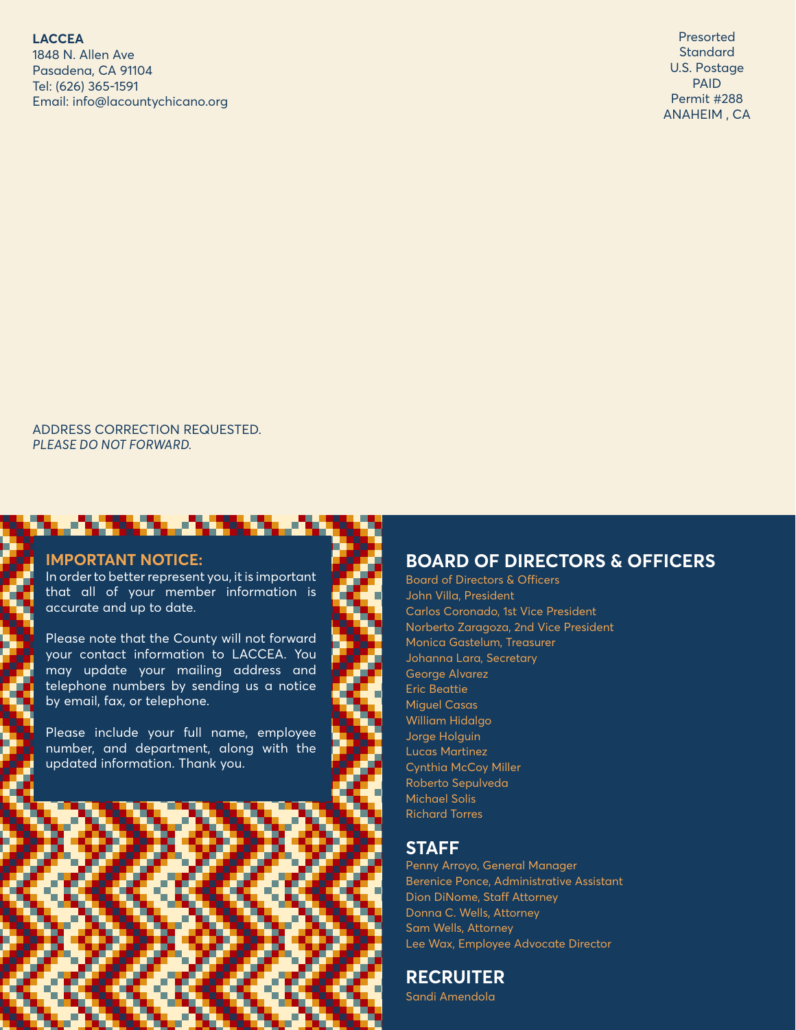**LACCEA**
1848 N. Allen Ave
Pasadena, CA 91104
Tel: (626) 365-1591
Email: info@lacountychicano.org

Presorted
Standard
U.S. Postage
PAID
Permit #288
ANAHEIM , CA

ADDRESS CORRECTION REQUESTED.
*PLEASE DO NOT FORWARD.*

**IMPORTANT NOTICE:**
In order to better represent you, it is important that all of your member information is accurate and up to date.

Please note that the County will not forward your contact information to LACCEA. You may update your mailing address and telephone numbers by sending us a notice by email, fax, or telephone.

Please include your full name, employee number, and department, along with the updated information. Thank you.

## BOARD OF DIRECTORS & OFFICERS

Board of Directors & Officers
John Villa, President
Carlos Coronado, 1st Vice President
Norberto Zaragoza, 2nd Vice President
Monica Gastelum, Treasurer
Johanna Lara, Secretary
George Alvarez
Eric Beattie
Miguel Casas
William Hidalgo
Jorge Holguin
Lucas Martinez
Cynthia McCoy Miller
Roberto Sepulveda
Michael Solis
Richard Torres

## STAFF

Penny Arroyo, General Manager
Berenice Ponce, Administrative Assistant
Dion DiNome, Staff Attorney
Donna C. Wells, Attorney
Sam Wells, Attorney
Lee Wax, Employee Advocate Director

## RECRUITER

Sandi Amendola